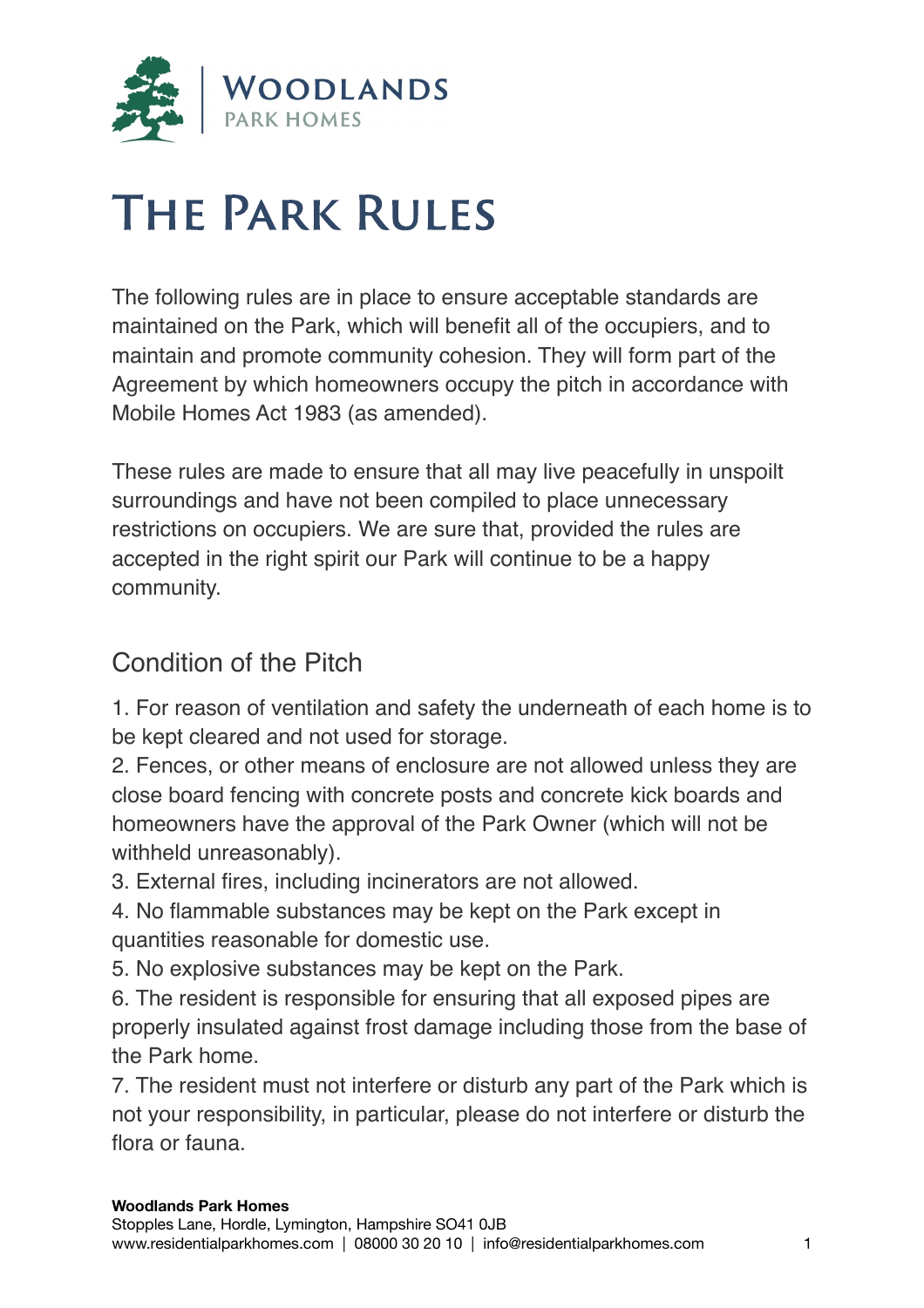# The Park Rules

The following rules are in place to ensure acceptable standards are maintained on the Park, which will benefit all of the occupiers, and to maintain and promote community cohesion. They will form part of the Agreement by which homeowners occupy the pitch in accordance with Mobile Homes Act 1983 (as amended).

These rules are made to ensure that all may live peacefully in unspoilt surroundings and have not been compiled to place unnecessary restrictions on occupiers. We are sure that, provided the rules are accepted in the right spirit our Park will continue to be a happy community.

## Condition of the Pitch

1. For reason of ventilation and safety the underneath of each home is to be kept cleared and not used for storage.
2. Fences, or other means of enclosure are not allowed unless they are close board fencing with concrete posts and concrete kick boards and homeowners have the approval of the Park Owner (which will not be withheld unreasonably).
3. External fires, including incinerators are not allowed.
4. No flammable substances may be kept on the Park except in quantities reasonable for domestic use.
5. No explosive substances may be kept on the Park.
6. The resident is responsible for ensuring that all exposed pipes are properly insulated against frost damage including those from the base of the Park home.
7. The resident must not interfere or disturb any part of the Park which is not your responsibility, in particular, please do not interfere or disturb the flora or fauna.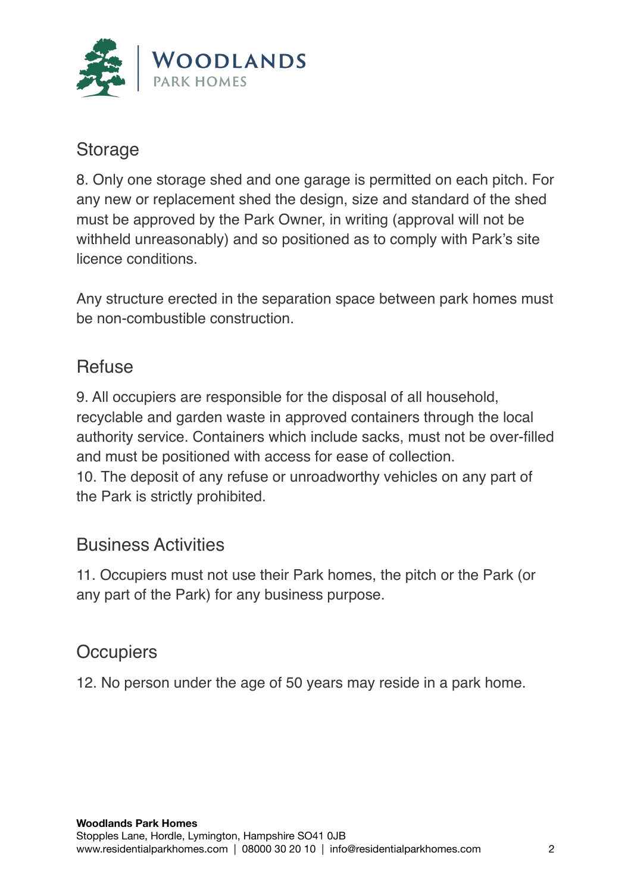## Storage

8. Only one storage shed and one garage is permitted on each pitch. For any new or replacement shed the design, size and standard of the shed must be approved by the Park Owner, in writing (approval will not be withheld unreasonably) and so positioned as to comply with Park's site licence conditions.

Any structure erected in the separation space between park homes must be non-combustible construction.

## Refuse

9. All occupiers are responsible for the disposal of all household, recyclable and garden waste in approved containers through the local authority service. Containers which include sacks, must not be over-filled and must be positioned with access for ease of collection.
10. The deposit of any refuse or unroadworthy vehicles on any part of the Park is strictly prohibited.

## Business Activities

11. Occupiers must not use their Park homes, the pitch or the Park (or any part of the Park) for any business purpose.

## Occupiers

12. No person under the age of 50 years may reside in a park home.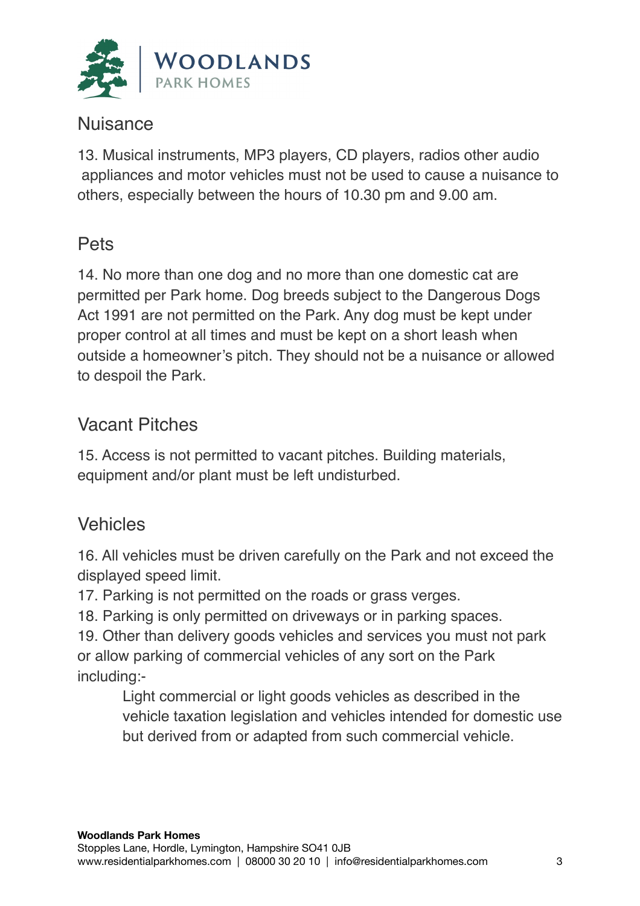## Nuisance

13. Musical instruments, MP3 players, CD players, radios other audio appliances and motor vehicles must not be used to cause a nuisance to others, especially between the hours of 10.30 pm and 9.00 am.

## Pets

14. No more than one dog and no more than one domestic cat are permitted per Park home. Dog breeds subject to the Dangerous Dogs Act 1991 are not permitted on the Park. Any dog must be kept under proper control at all times and must be kept on a short leash when outside a homeowner's pitch. They should not be a nuisance or allowed to despoil the Park.

## Vacant Pitches

15. Access is not permitted to vacant pitches. Building materials, equipment and/or plant must be left undisturbed.

## Vehicles

16. All vehicles must be driven carefully on the Park and not exceed the displayed speed limit.
17. Parking is not permitted on the roads or grass verges.
18. Parking is only permitted on driveways or in parking spaces.
19. Other than delivery goods vehicles and services you must not park or allow parking of commercial vehicles of any sort on the Park including:-

> Light commercial or light goods vehicles as described in the vehicle taxation legislation and vehicles intended for domestic use but derived from or adapted from such commercial vehicle.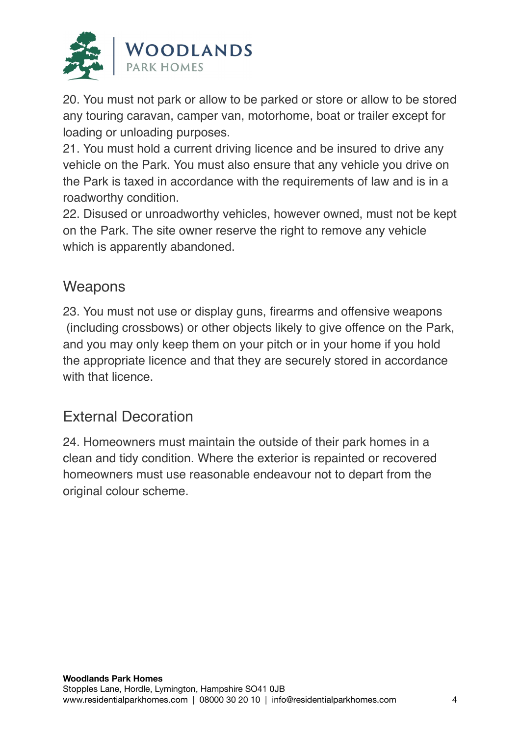20. You must not park or allow to be parked or store or allow to be stored any touring caravan, camper van, motorhome, boat or trailer except for loading or unloading purposes.

21. You must hold a current driving licence and be insured to drive any vehicle on the Park. You must also ensure that any vehicle you drive on the Park is taxed in accordance with the requirements of law and is in a roadworthy condition.

22. Disused or unroadworthy vehicles, however owned, must not be kept on the Park. The site owner reserve the right to remove any vehicle which is apparently abandoned.

## Weapons

23. You must not use or display guns, firearms and offensive weapons (including crossbows) or other objects likely to give offence on the Park, and you may only keep them on your pitch or in your home if you hold the appropriate licence and that they are securely stored in accordance with that licence.

## External Decoration

24. Homeowners must maintain the outside of their park homes in a clean and tidy condition. Where the exterior is repainted or recovered homeowners must use reasonable endeavour not to depart from the original colour scheme.